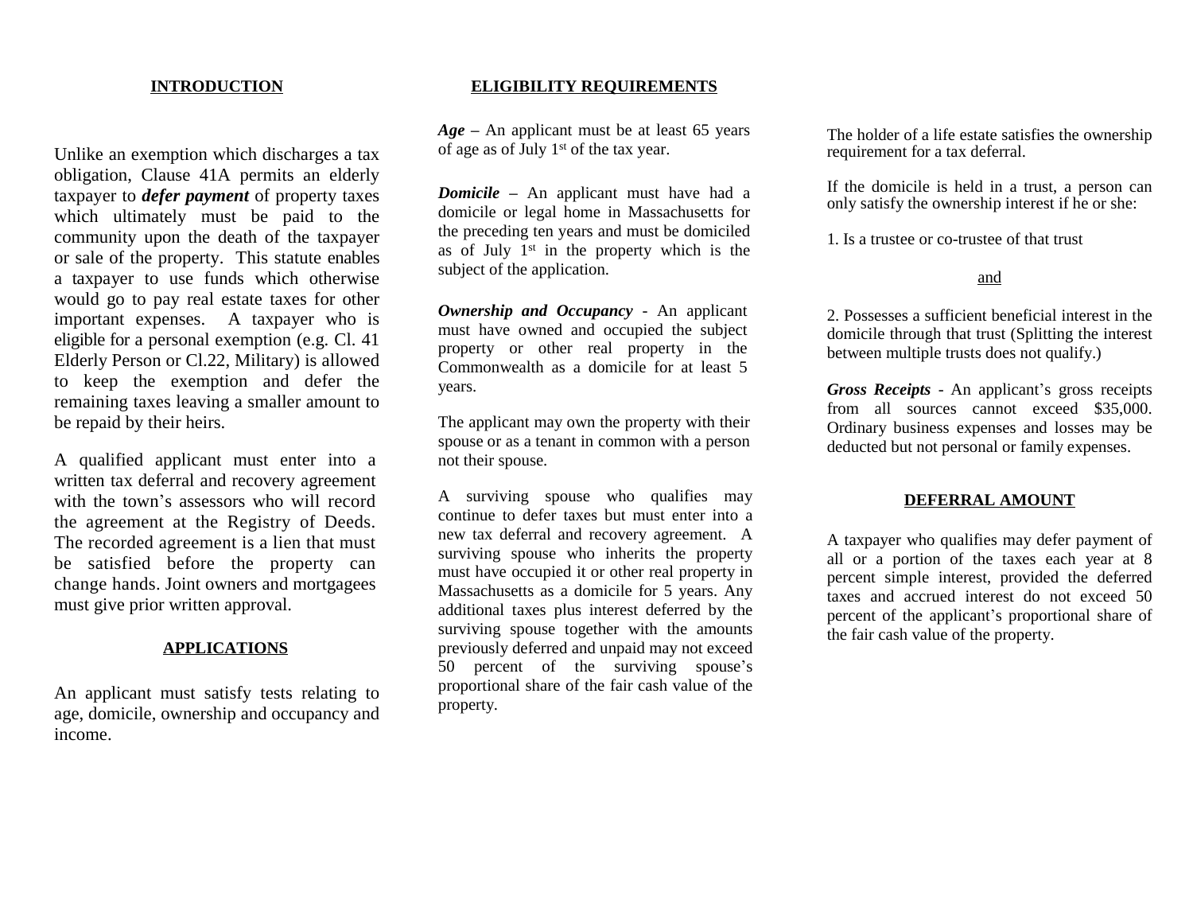## INTRODUCTION

Unlike an exemption which discharges a tax obligation, Clause 41A permits an elderly taxpayer to ***defer payment*** of property taxes which ultimately must be paid to the community upon the death of the taxpayer or sale of the property. This statute enables a taxpayer to use funds which otherwise would go to pay real estate taxes for other important expenses. A taxpayer who is eligible for a personal exemption (e.g. Cl. 41 Elderly Person or Cl.22, Military) is allowed to keep the exemption and defer the remaining taxes leaving a smaller amount to be repaid by their heirs.

A qualified applicant must enter into a written tax deferral and recovery agreement with the town's assessors who will record the agreement at the Registry of Deeds. The recorded agreement is a lien that must be satisfied before the property can change hands. Joint owners and mortgagees must give prior written approval.

## APPLICATIONS

An applicant must satisfy tests relating to age, domicile, ownership and occupancy and income.

## ELIGIBILITY REQUIREMENTS

***Age*** – An applicant must be at least 65 years of age as of July 1st of the tax year.

***Domicile*** – An applicant must have had a domicile or legal home in Massachusetts for the preceding ten years and must be domiciled as of July 1st in the property which is the subject of the application.

***Ownership and Occupancy*** - An applicant must have owned and occupied the subject property or other real property in the Commonwealth as a domicile for at least 5 years.

The applicant may own the property with their spouse or as a tenant in common with a person not their spouse.

A surviving spouse who qualifies may continue to defer taxes but must enter into a new tax deferral and recovery agreement. A surviving spouse who inherits the property must have occupied it or other real property in Massachusetts as a domicile for 5 years. Any additional taxes plus interest deferred by the surviving spouse together with the amounts previously deferred and unpaid may not exceed 50 percent of the surviving spouse's proportional share of the fair cash value of the property.

The holder of a life estate satisfies the ownership requirement for a tax deferral.

If the domicile is held in a trust, a person can only satisfy the ownership interest if he or she:

1. Is a trustee or co-trustee of that trust

and

2. Possesses a sufficient beneficial interest in the domicile through that trust (Splitting the interest between multiple trusts does not qualify.)

***Gross Receipts*** - An applicant's gross receipts from all sources cannot exceed $35,000. Ordinary business expenses and losses may be deducted but not personal or family expenses.

## DEFERRAL AMOUNT

A taxpayer who qualifies may defer payment of all or a portion of the taxes each year at 8 percent simple interest, provided the deferred taxes and accrued interest do not exceed 50 percent of the applicant's proportional share of the fair cash value of the property.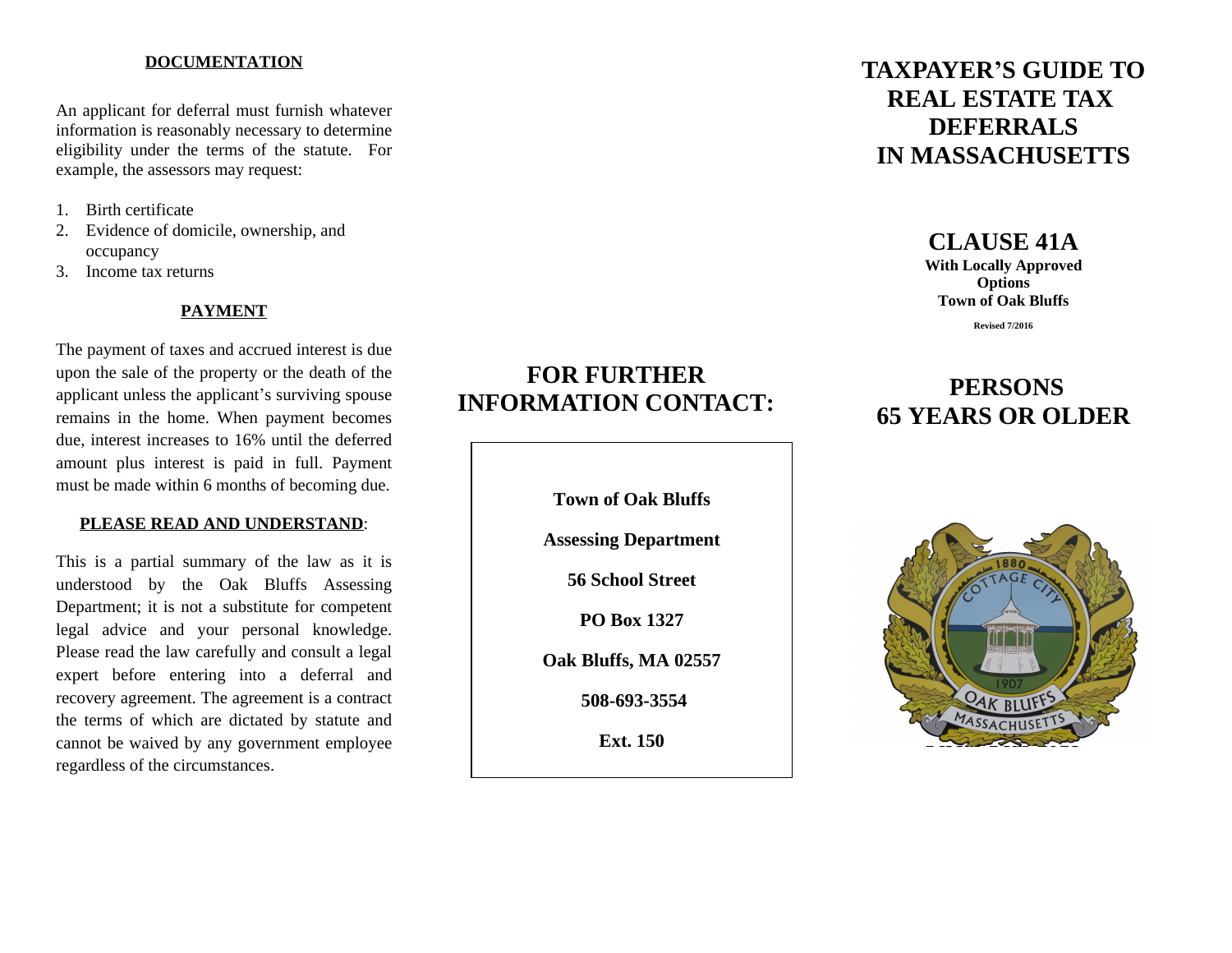## DOCUMENTATION

An applicant for deferral must furnish whatever information is reasonably necessary to determine eligibility under the terms of the statute. For example, the assessors may request:

1. Birth certificate
2. Evidence of domicile, ownership, and occupancy
3. Income tax returns

## PAYMENT

The payment of taxes and accrued interest is due upon the sale of the property or the death of the applicant unless the applicant's surviving spouse remains in the home. When payment becomes due, interest increases to 16% until the deferred amount plus interest is paid in full. Payment must be made within 6 months of becoming due.

**PLEASE READ AND UNDERSTAND:**

This is a partial summary of the law as it is understood by the Oak Bluffs Assessing Department; it is not a substitute for competent legal advice and your personal knowledge. Please read the law carefully and consult a legal expert before entering into a deferral and recovery agreement. The agreement is a contract the terms of which are dictated by statute and cannot be waived by any government employee regardless of the circumstances.

## FOR FURTHER INFORMATION CONTACT:

**Town of Oak Bluffs**

**Assessing Department**

**56 School Street**

**PO Box 1327**

**Oak Bluffs, MA 02557**

**508-693-3554**

**Ext. 150**

# TAXPAYER'S GUIDE TO REAL ESTATE TAX DEFERRALS IN MASSACHUSETTS

## CLAUSE 41A

**With Locally Approved Options**
**Town of Oak Bluffs**

**Revised 7/2016**

## PERSONS 65 YEARS OR OLDER